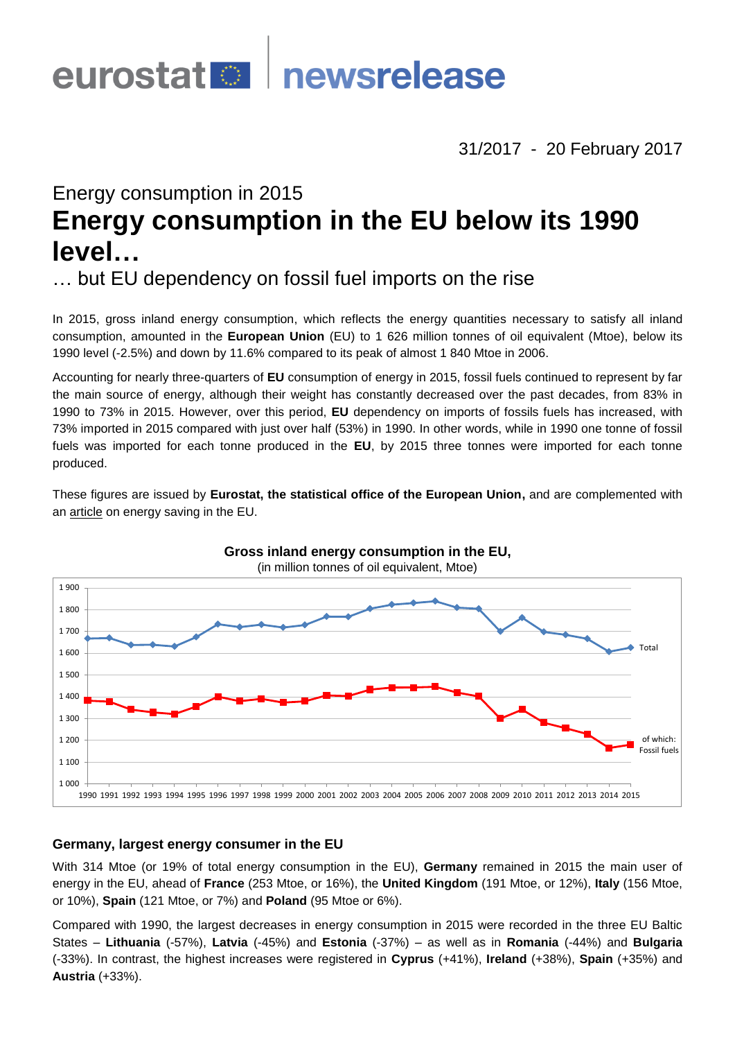eurostat newsrelease

31/2017 - 20 February 2017

## Energy consumption in 2015

# Energy consumption in the EU below its 1990 level…

### … but EU dependency on fossil fuel imports on the rise

In 2015, gross inland energy consumption, which reflects the energy quantities necessary to satisfy all inland consumption, amounted in the **European Union** (EU) to 1 626 million tonnes of oil equivalent (Mtoe), below its 1990 level (-2.5%) and down by 11.6% compared to its peak of almost 1 840 Mtoe in 2006.

Accounting for nearly three-quarters of **EU** consumption of energy in 2015, fossil fuels continued to represent by far the main source of energy, although their weight has constantly decreased over the past decades, from 83% in 1990 to 73% in 2015. However, over this period, **EU** dependency on imports of fossils fuels has increased, with 73% imported in 2015 compared with just over half (53%) in 1990. In other words, while in 1990 one tonne of fossil fuels was imported for each tonne produced in the **EU**, by 2015 three tonnes were imported for each tonne produced.

These figures are issued by **Eurostat, the statistical office of the European Union,** and are complemented with an article on energy saving in the EU.

**Gross inland energy consumption in the EU,**
(in million tonnes of oil equivalent, Mtoe)

## Germany, largest energy consumer in the EU

With 314 Mtoe (or 19% of total energy consumption in the EU), **Germany** remained in 2015 the main user of energy in the EU, ahead of **France** (253 Mtoe, or 16%), the **United Kingdom** (191 Mtoe, or 12%), **Italy** (156 Mtoe, or 10%), **Spain** (121 Mtoe, or 7%) and **Poland** (95 Mtoe or 6%).

Compared with 1990, the largest decreases in energy consumption in 2015 were recorded in the three EU Baltic States – **Lithuania** (-57%), **Latvia** (-45%) and **Estonia** (-37%) – as well as in **Romania** (-44%) and **Bulgaria** (-33%). In contrast, the highest increases were registered in **Cyprus** (+41%), **Ireland** (+38%), **Spain** (+35%) and **Austria** (+33%).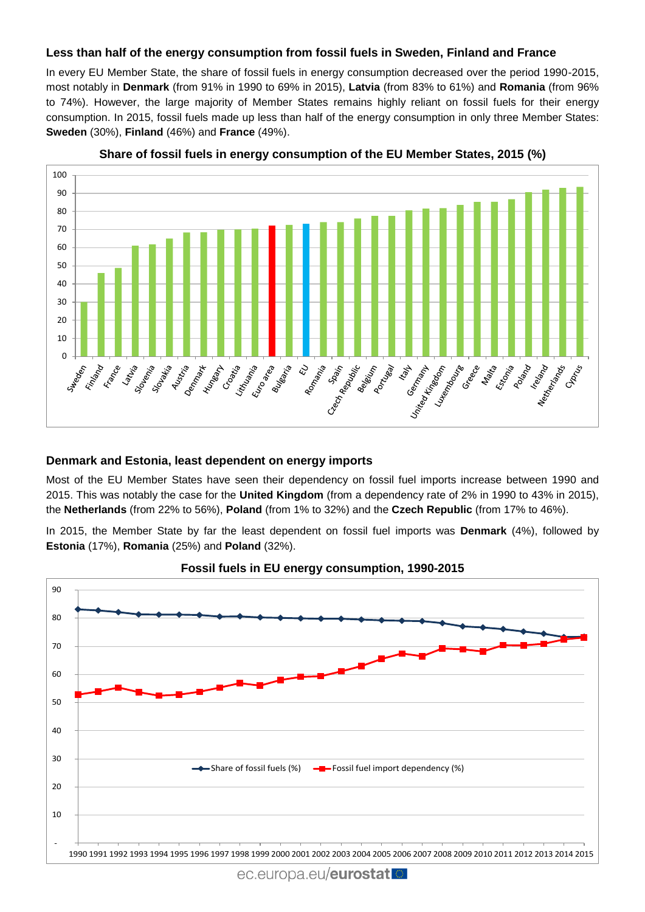### Less than half of the energy consumption from fossil fuels in Sweden, Finland and France

In every EU Member State, the share of fossil fuels in energy consumption decreased over the period 1990-2015, most notably in **Denmark** (from 91% in 1990 to 69% in 2015), **Latvia** (from 83% to 61%) and **Romania** (from 96% to 74%). However, the large majority of Member States remains highly reliant on fossil fuels for their energy consumption. In 2015, fossil fuels made up less than half of the energy consumption in only three Member States: **Sweden** (30%), **Finland** (46%) and **France** (49%).

**Share of fossil fuels in energy consumption of the EU Member States, 2015 (%)**

### Denmark and Estonia, least dependent on energy imports

Most of the EU Member States have seen their dependency on fossil fuel imports increase between 1990 and 2015. This was notably the case for the **United Kingdom** (from a dependency rate of 2% in 1990 to 43% in 2015), the **Netherlands** (from 22% to 56%), **Poland** (from 1% to 32%) and the **Czech Republic** (from 17% to 46%).

In 2015, the Member State by far the least dependent on fossil fuel imports was **Denmark** (4%), followed by **Estonia** (17%), **Romania** (25%) and **Poland** (32%).

**Fossil fuels in EU energy consumption, 1990-2015**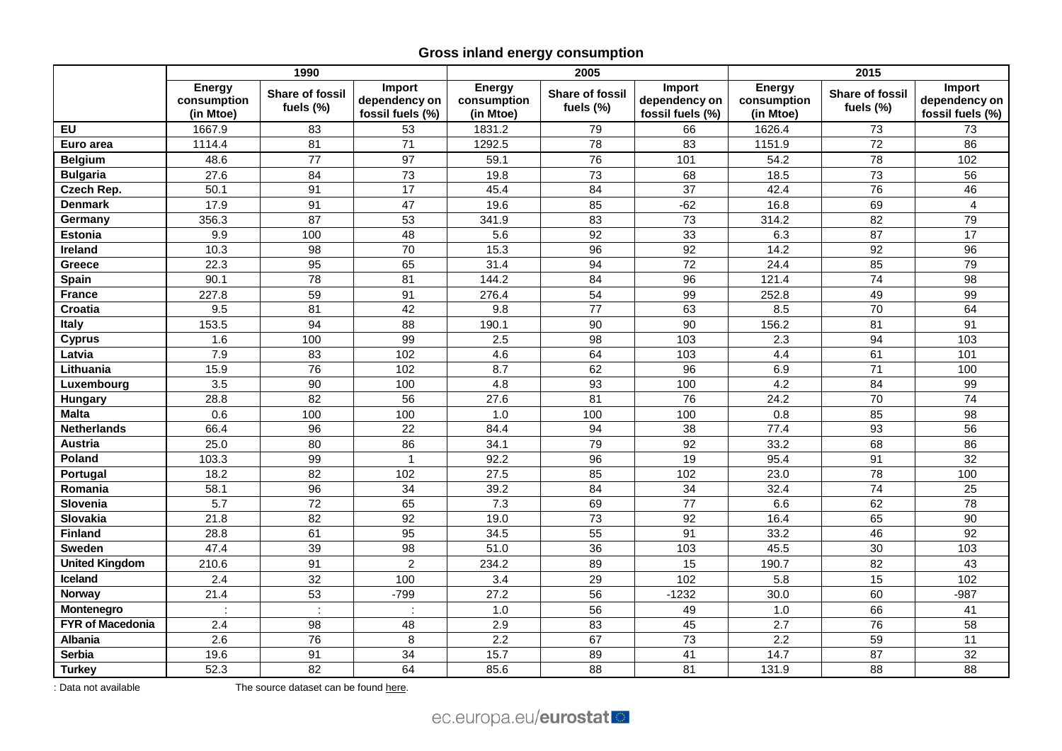## Gross inland energy consumption

| | 1990 | | | 2005 | | | 2015 | | |
|---|---|---|---|---|---|---|---|---|---|
| | Energy consumption (in Mtoe) | Share of fossil fuels (%) | Import dependency on fossil fuels (%) | Energy consumption (in Mtoe) | Share of fossil fuels (%) | Import dependency on fossil fuels (%) | Energy consumption (in Mtoe) | Share of fossil fuels (%) | Import dependency on fossil fuels (%) |
| **EU** | 1667.9 | 83 | 53 | 1831.2 | 79 | 66 | 1626.4 | 73 | 73 |
| **Euro area** | 1114.4 | 81 | 71 | 1292.5 | 78 | 83 | 1151.9 | 72 | 86 |
| **Belgium** | 48.6 | 77 | 97 | 59.1 | 76 | 101 | 54.2 | 78 | 102 |
| **Bulgaria** | 27.6 | 84 | 73 | 19.8 | 73 | 68 | 18.5 | 73 | 56 |
| **Czech Rep.** | 50.1 | 91 | 17 | 45.4 | 84 | 37 | 42.4 | 76 | 46 |
| **Denmark** | 17.9 | 91 | 47 | 19.6 | 85 | -62 | 16.8 | 69 | 4 |
| **Germany** | 356.3 | 87 | 53 | 341.9 | 83 | 73 | 314.2 | 82 | 79 |
| **Estonia** | 9.9 | 100 | 48 | 5.6 | 92 | 33 | 6.3 | 87 | 17 |
| **Ireland** | 10.3 | 98 | 70 | 15.3 | 96 | 92 | 14.2 | 92 | 96 |
| **Greece** | 22.3 | 95 | 65 | 31.4 | 94 | 72 | 24.4 | 85 | 79 |
| **Spain** | 90.1 | 78 | 81 | 144.2 | 84 | 96 | 121.4 | 74 | 98 |
| **France** | 227.8 | 59 | 91 | 276.4 | 54 | 99 | 252.8 | 49 | 99 |
| **Croatia** | 9.5 | 81 | 42 | 9.8 | 77 | 63 | 8.5 | 70 | 64 |
| **Italy** | 153.5 | 94 | 88 | 190.1 | 90 | 90 | 156.2 | 81 | 91 |
| **Cyprus** | 1.6 | 100 | 99 | 2.5 | 98 | 103 | 2.3 | 94 | 103 |
| **Latvia** | 7.9 | 83 | 102 | 4.6 | 64 | 103 | 4.4 | 61 | 101 |
| **Lithuania** | 15.9 | 76 | 102 | 8.7 | 62 | 96 | 6.9 | 71 | 100 |
| **Luxembourg** | 3.5 | 90 | 100 | 4.8 | 93 | 100 | 4.2 | 84 | 99 |
| **Hungary** | 28.8 | 82 | 56 | 27.6 | 81 | 76 | 24.2 | 70 | 74 |
| **Malta** | 0.6 | 100 | 100 | 1.0 | 100 | 100 | 0.8 | 85 | 98 |
| **Netherlands** | 66.4 | 96 | 22 | 84.4 | 94 | 38 | 77.4 | 93 | 56 |
| **Austria** | 25.0 | 80 | 86 | 34.1 | 79 | 92 | 33.2 | 68 | 86 |
| **Poland** | 103.3 | 99 | 1 | 92.2 | 96 | 19 | 95.4 | 91 | 32 |
| **Portugal** | 18.2 | 82 | 102 | 27.5 | 85 | 102 | 23.0 | 78 | 100 |
| **Romania** | 58.1 | 96 | 34 | 39.2 | 84 | 34 | 32.4 | 74 | 25 |
| **Slovenia** | 5.7 | 72 | 65 | 7.3 | 69 | 77 | 6.6 | 62 | 78 |
| **Slovakia** | 21.8 | 82 | 92 | 19.0 | 73 | 92 | 16.4 | 65 | 90 |
| **Finland** | 28.8 | 61 | 95 | 34.5 | 55 | 91 | 33.2 | 46 | 92 |
| **Sweden** | 47.4 | 39 | 98 | 51.0 | 36 | 103 | 45.5 | 30 | 103 |
| **United Kingdom** | 210.6 | 91 | 2 | 234.2 | 89 | 15 | 190.7 | 82 | 43 |
| **Iceland** | 2.4 | 32 | 100 | 3.4 | 29 | 102 | 5.8 | 15 | 102 |
| **Norway** | 21.4 | 53 | -799 | 27.2 | 56 | -1232 | 30.0 | 60 | -987 |
| **Montenegro** | : | : | : | 1.0 | 56 | 49 | 1.0 | 66 | 41 |
| **FYR of Macedonia** | 2.4 | 98 | 48 | 2.9 | 83 | 45 | 2.7 | 76 | 58 |
| **Albania** | 2.6 | 76 | 8 | 2.2 | 67 | 73 | 2.2 | 59 | 11 |
| **Serbia** | 19.6 | 91 | 34 | 15.7 | 89 | 41 | 14.7 | 87 | 32 |
| **Turkey** | 52.3 | 82 | 64 | 85.6 | 88 | 81 | 131.9 | 88 | 88 |

: Data not available

The source dataset can be found here.

ec.europa.eu/eurostat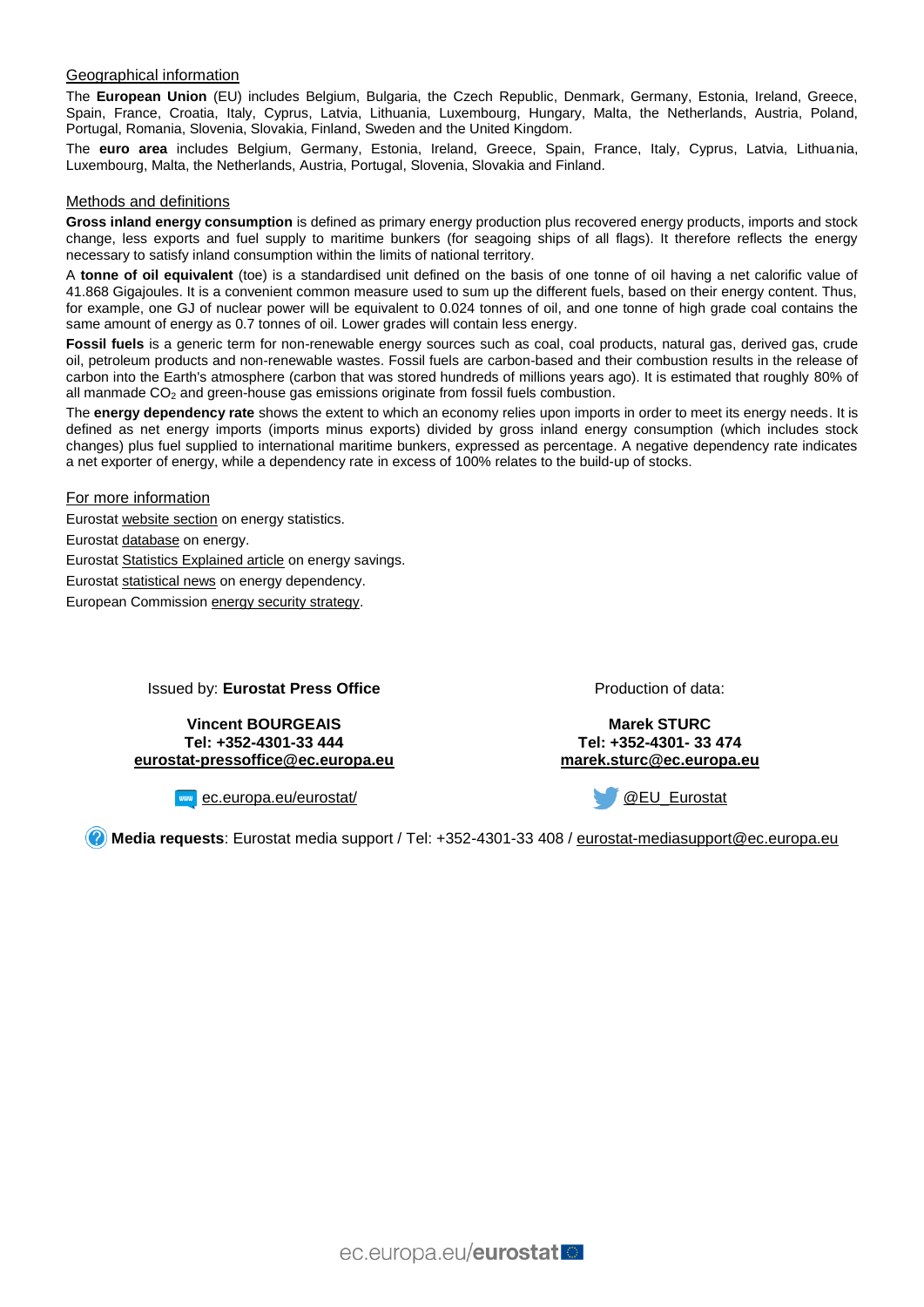## Geographical information

The **European Union** (EU) includes Belgium, Bulgaria, the Czech Republic, Denmark, Germany, Estonia, Ireland, Greece, Spain, France, Croatia, Italy, Cyprus, Latvia, Lithuania, Luxembourg, Hungary, Malta, the Netherlands, Austria, Poland, Portugal, Romania, Slovenia, Slovakia, Finland, Sweden and the United Kingdom.

The **euro area** includes Belgium, Germany, Estonia, Ireland, Greece, Spain, France, Italy, Cyprus, Latvia, Lithuania, Luxembourg, Malta, the Netherlands, Austria, Portugal, Slovenia, Slovakia and Finland.

## Methods and definitions

**Gross inland energy consumption** is defined as primary energy production plus recovered energy products, imports and stock change, less exports and fuel supply to maritime bunkers (for seagoing ships of all flags). It therefore reflects the energy necessary to satisfy inland consumption within the limits of national territory.

A **tonne of oil equivalent** (toe) is a standardised unit defined on the basis of one tonne of oil having a net calorific value of 41.868 Gigajoules. It is a convenient common measure used to sum up the different fuels, based on their energy content. Thus, for example, one GJ of nuclear power will be equivalent to 0.024 tonnes of oil, and one tonne of high grade coal contains the same amount of energy as 0.7 tonnes of oil. Lower grades will contain less energy.

**Fossil fuels** is a generic term for non-renewable energy sources such as coal, coal products, natural gas, derived gas, crude oil, petroleum products and non-renewable wastes. Fossil fuels are carbon-based and their combustion results in the release of carbon into the Earth's atmosphere (carbon that was stored hundreds of millions years ago). It is estimated that roughly 80% of all manmade $CO_2$ and green-house gas emissions originate from fossil fuels combustion.

The **energy dependency rate** shows the extent to which an economy relies upon imports in order to meet its energy needs. It is defined as net energy imports (imports minus exports) divided by gross inland energy consumption (which includes stock changes) plus fuel supplied to international maritime bunkers, expressed as percentage. A negative dependency rate indicates a net exporter of energy, while a dependency rate in excess of 100% relates to the build-up of stocks.

## For more information

Eurostat website section on energy statistics.

Eurostat database on energy.

Eurostat Statistics Explained article on energy savings.

Eurostat statistical news on energy dependency.

European Commission energy security strategy.

Issued by: **Eurostat Press Office**

**Vincent BOURGEAIS**
**Tel: +352-4301-33 444**
**eurostat-pressoffice@ec.europa.eu**

Production of data:

**Marek STURC**
**Tel: +352-4301- 33 474**
**marek.sturc@ec.europa.eu**

ec.europa.eu/eurostat/

@EU_Eurostat

**Media requests**: Eurostat media support / Tel: +352-4301-33 408 / eurostat-mediasupport@ec.europa.eu